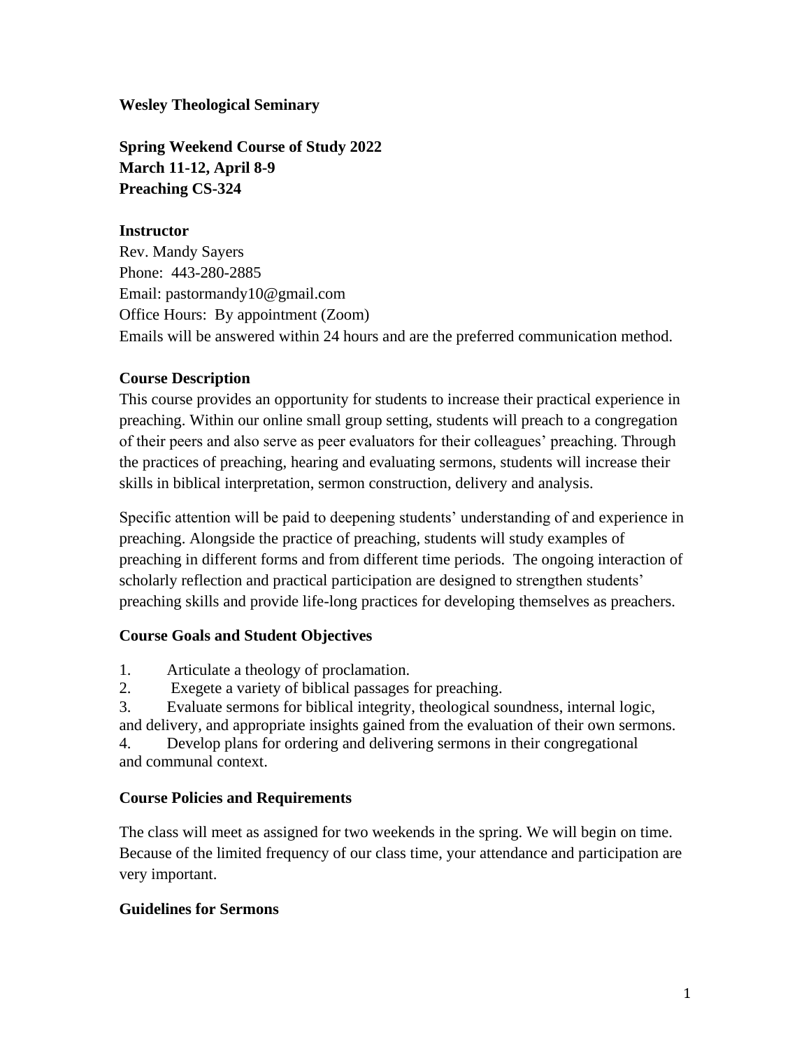**Wesley Theological Seminary**

**Spring Weekend Course of Study 2022**
**March 11-12, April 8-9**
**Preaching CS-324**

**Instructor**
Rev. Mandy Sayers
Phone: 443-280-2885
Email: pastormandy10@gmail.com
Office Hours: By appointment (Zoom)
Emails will be answered within 24 hours and are the preferred communication method.

**Course Description**
This course provides an opportunity for students to increase their practical experience in preaching. Within our online small group setting, students will preach to a congregation of their peers and also serve as peer evaluators for their colleagues' preaching. Through the practices of preaching, hearing and evaluating sermons, students will increase their skills in biblical interpretation, sermon construction, delivery and analysis.

Specific attention will be paid to deepening students' understanding of and experience in preaching. Alongside the practice of preaching, students will study examples of preaching in different forms and from different time periods. The ongoing interaction of scholarly reflection and practical participation are designed to strengthen students' preaching skills and provide life-long practices for developing themselves as preachers.

**Course Goals and Student Objectives**

1. Articulate a theology of proclamation.
2. Exegete a variety of biblical passages for preaching.
3. Evaluate sermons for biblical integrity, theological soundness, internal logic, and delivery, and appropriate insights gained from the evaluation of their own sermons.
4. Develop plans for ordering and delivering sermons in their congregational and communal context.

**Course Policies and Requirements**

The class will meet as assigned for two weekends in the spring. We will begin on time. Because of the limited frequency of our class time, your attendance and participation are very important.

**Guidelines for Sermons**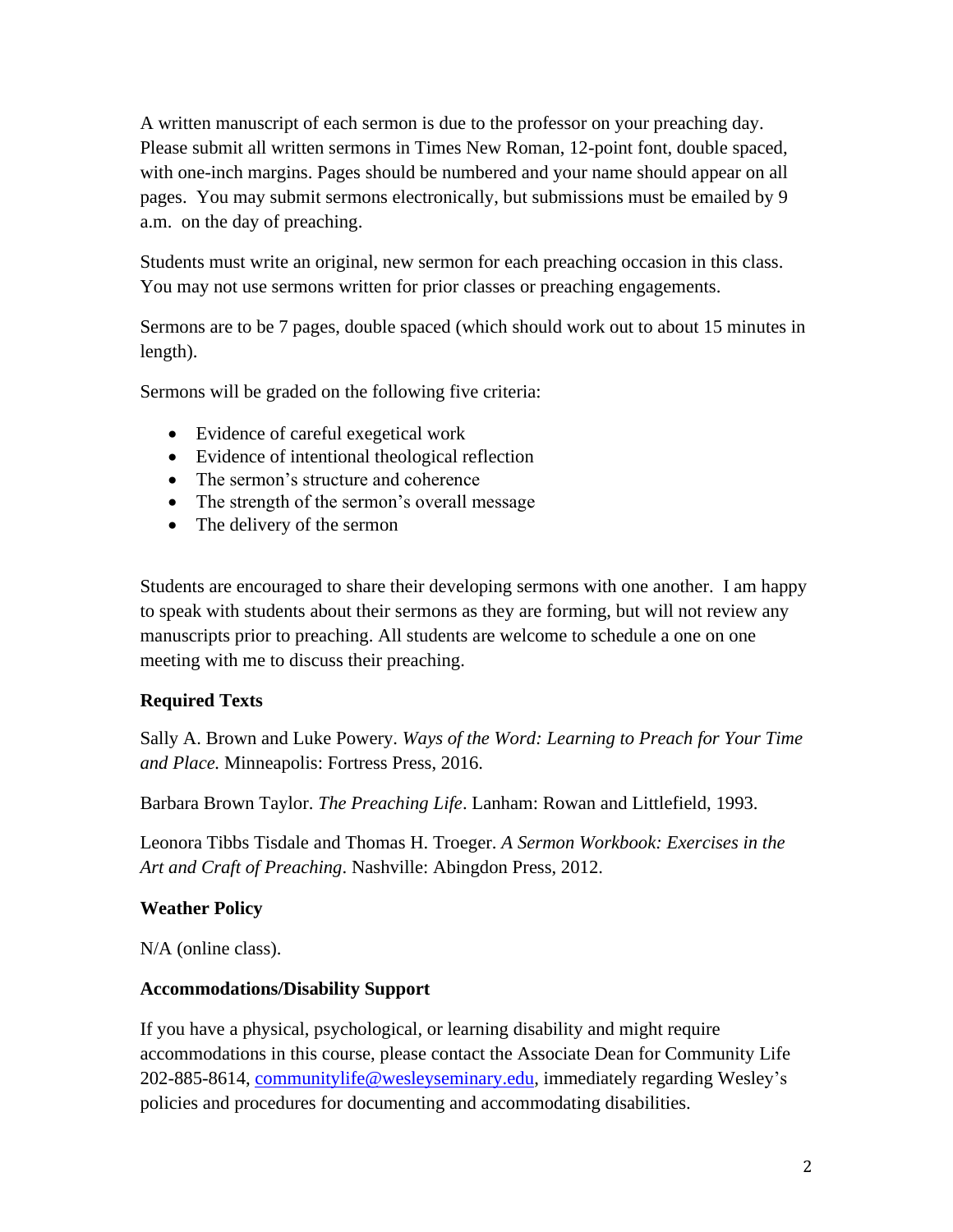A written manuscript of each sermon is due to the professor on your preaching day. Please submit all written sermons in Times New Roman, 12-point font, double spaced, with one-inch margins. Pages should be numbered and your name should appear on all pages. You may submit sermons electronically, but submissions must be emailed by 9 a.m. on the day of preaching.

Students must write an original, new sermon for each preaching occasion in this class. You may not use sermons written for prior classes or preaching engagements.

Sermons are to be 7 pages, double spaced (which should work out to about 15 minutes in length).

Sermons will be graded on the following five criteria:

- Evidence of careful exegetical work
- Evidence of intentional theological reflection
- The sermon's structure and coherence
- The strength of the sermon's overall message
- The delivery of the sermon

Students are encouraged to share their developing sermons with one another. I am happy to speak with students about their sermons as they are forming, but will not review any manuscripts prior to preaching. All students are welcome to schedule a one on one meeting with me to discuss their preaching.

**Required Texts**

Sally A. Brown and Luke Powery. *Ways of the Word: Learning to Preach for Your Time and Place.* Minneapolis: Fortress Press, 2016.

Barbara Brown Taylor. *The Preaching Life*. Lanham: Rowan and Littlefield, 1993.

Leonora Tibbs Tisdale and Thomas H. Troeger. *A Sermon Workbook: Exercises in the Art and Craft of Preaching*. Nashville: Abingdon Press, 2012.

**Weather Policy**

N/A (online class).

**Accommodations/Disability Support**

If you have a physical, psychological, or learning disability and might require accommodations in this course, please contact the Associate Dean for Community Life 202-885-8614, communitylife@wesleyseminary.edu, immediately regarding Wesley's policies and procedures for documenting and accommodating disabilities.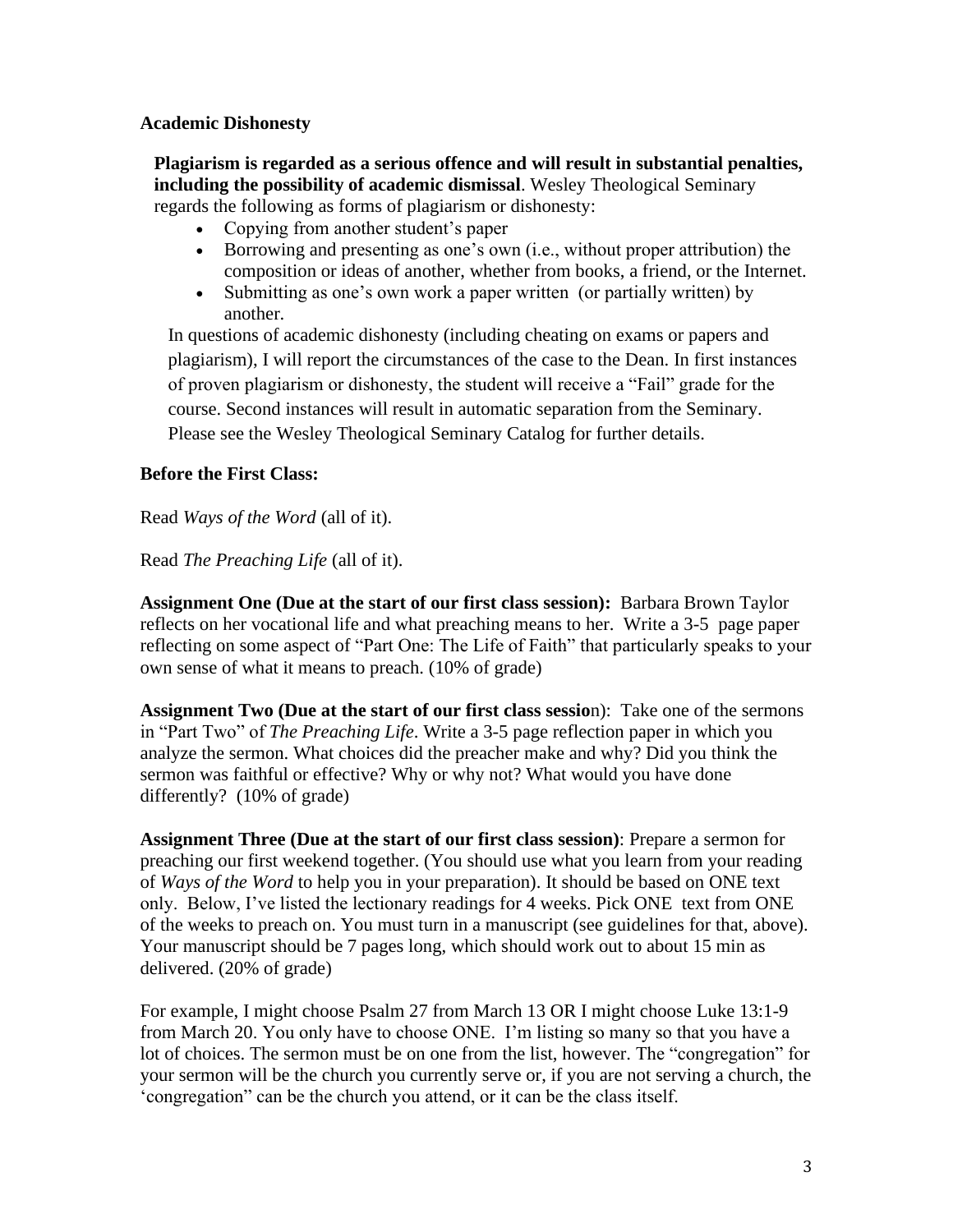### Academic Dishonesty

**Plagiarism is regarded as a serious offence and will result in substantial penalties, including the possibility of academic dismissal**. Wesley Theological Seminary regards the following as forms of plagiarism or dishonesty:

- Copying from another student's paper
- Borrowing and presenting as one's own (i.e., without proper attribution) the composition or ideas of another, whether from books, a friend, or the Internet.
- Submitting as one's own work a paper written (or partially written) by another.

In questions of academic dishonesty (including cheating on exams or papers and plagiarism), I will report the circumstances of the case to the Dean. In first instances of proven plagiarism or dishonesty, the student will receive a "Fail" grade for the course. Second instances will result in automatic separation from the Seminary. Please see the Wesley Theological Seminary Catalog for further details.

### Before the First Class:

Read *Ways of the Word* (all of it).

Read *The Preaching Life* (all of it).

**Assignment One (Due at the start of our first class session):** Barbara Brown Taylor reflects on her vocational life and what preaching means to her. Write a 3-5 page paper reflecting on some aspect of "Part One: The Life of Faith" that particularly speaks to your own sense of what it means to preach. (10% of grade)

**Assignment Two (Due at the start of our first class session):** Take one of the sermons in "Part Two" of *The Preaching Life*. Write a 3-5 page reflection paper in which you analyze the sermon. What choices did the preacher make and why? Did you think the sermon was faithful or effective? Why or why not? What would you have done differently? (10% of grade)

**Assignment Three (Due at the start of our first class session)**: Prepare a sermon for preaching our first weekend together. (You should use what you learn from your reading of *Ways of the Word* to help you in your preparation). It should be based on ONE text only. Below, I've listed the lectionary readings for 4 weeks. Pick ONE text from ONE of the weeks to preach on. You must turn in a manuscript (see guidelines for that, above). Your manuscript should be 7 pages long, which should work out to about 15 min as delivered. (20% of grade)

For example, I might choose Psalm 27 from March 13 OR I might choose Luke 13:1-9 from March 20. You only have to choose ONE. I'm listing so many so that you have a lot of choices. The sermon must be on one from the list, however. The "congregation" for your sermon will be the church you currently serve or, if you are not serving a church, the 'congregation" can be the church you attend, or it can be the class itself.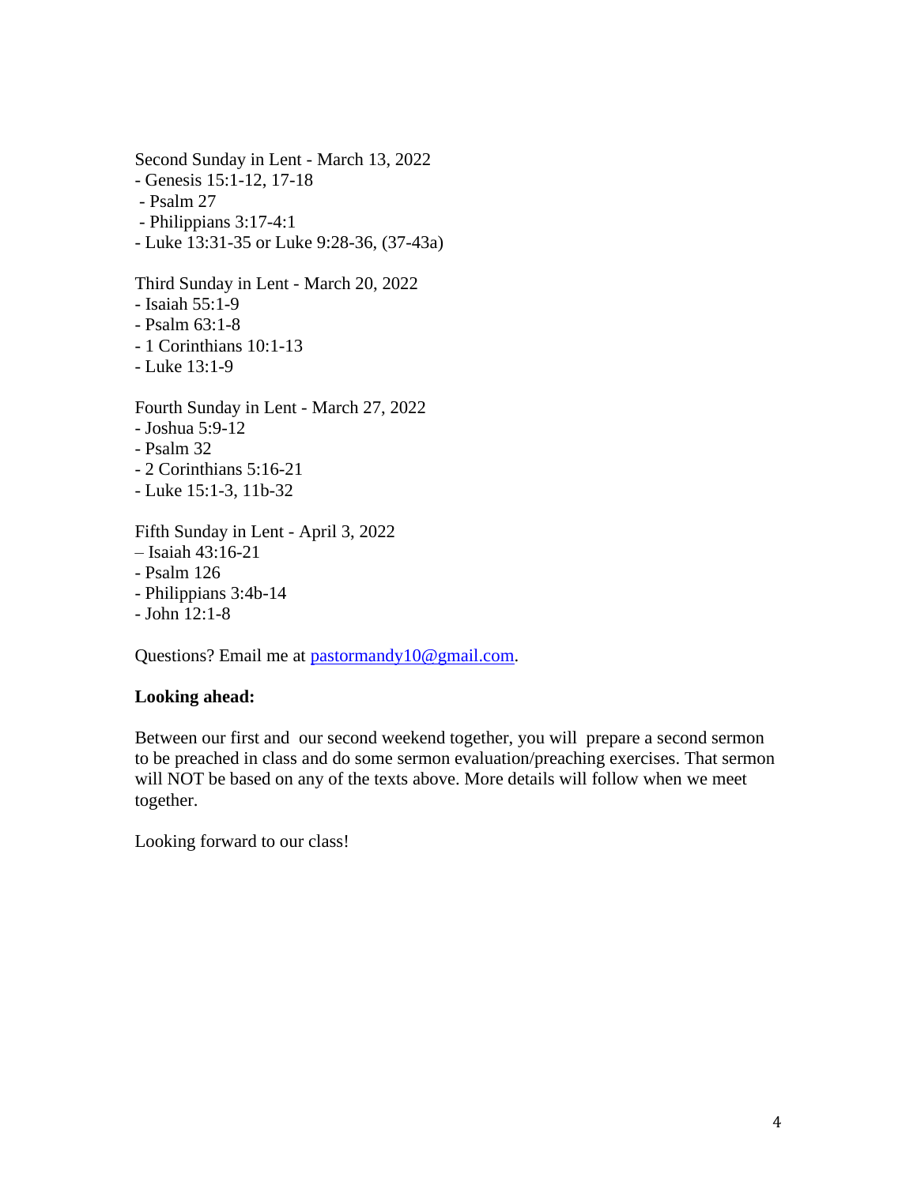Second Sunday in Lent - March 13, 2022
- Genesis 15:1-12, 17-18
- Psalm 27
- Philippians 3:17-4:1
- Luke 13:31-35 or Luke 9:28-36, (37-43a)

Third Sunday in Lent - March 20, 2022
- Isaiah 55:1-9
- Psalm 63:1-8
- 1 Corinthians 10:1-13
- Luke 13:1-9

Fourth Sunday in Lent - March 27, 2022
- Joshua 5:9-12
- Psalm 32
- 2 Corinthians 5:16-21
- Luke 15:1-3, 11b-32

Fifth Sunday in Lent - April 3, 2022
– Isaiah 43:16-21
- Psalm 126
- Philippians 3:4b-14
- John 12:1-8

Questions? Email me at pastormandy10@gmail.com.

**Looking ahead:**

Between our first and our second weekend together, you will prepare a second sermon to be preached in class and do some sermon evaluation/preaching exercises. That sermon will NOT be based on any of the texts above. More details will follow when we meet together.

Looking forward to our class!